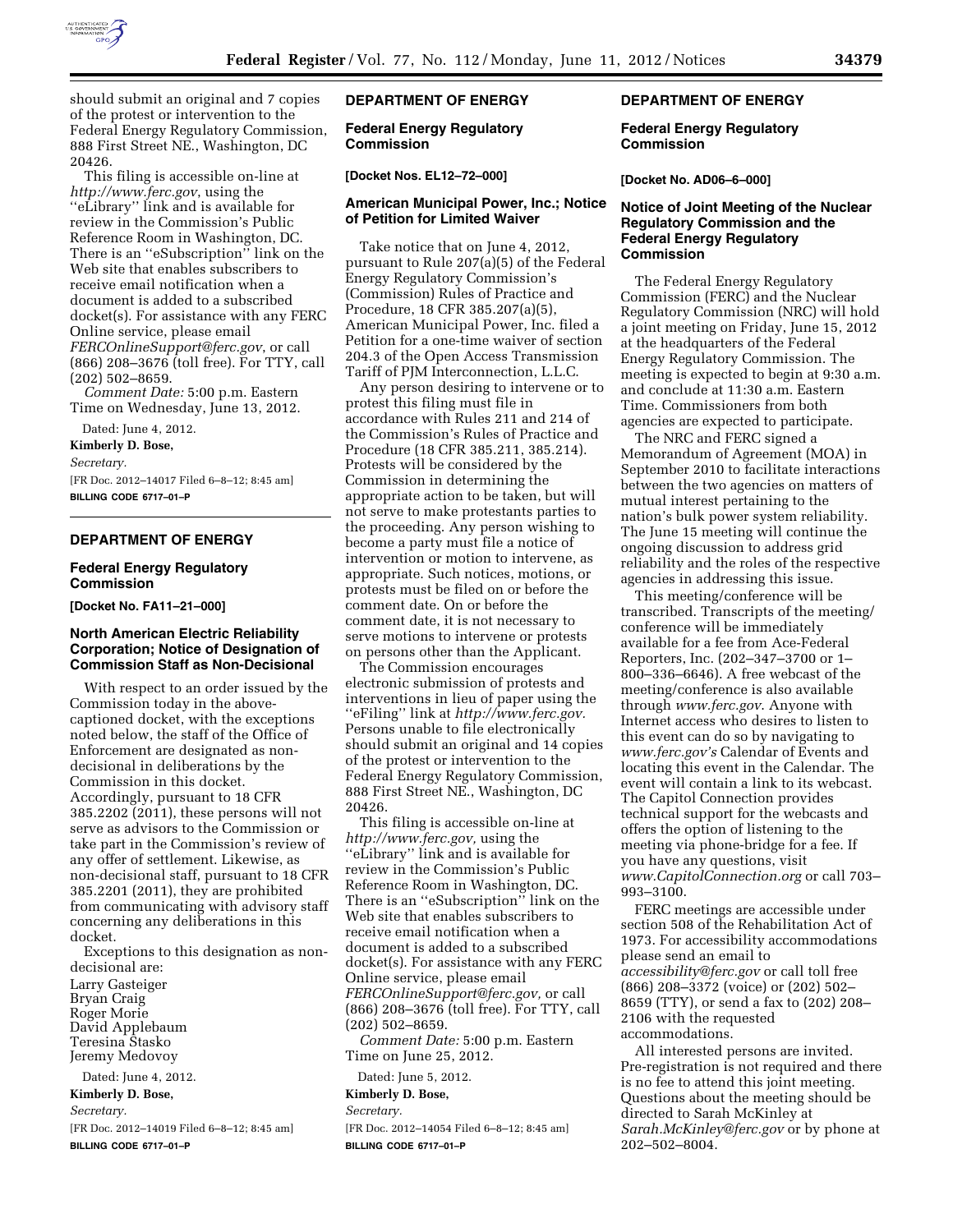should submit an original and 7 copies of the protest or intervention to the Federal Energy Regulatory Commission, 888 First Street NE., Washington, DC 20426.

This filing is accessible on-line at *http://www.ferc.gov*, using the ''eLibrary'' link and is available for review in the Commission's Public Reference Room in Washington, DC. There is an ''eSubscription'' link on the Web site that enables subscribers to receive email notification when a document is added to a subscribed docket(s). For assistance with any FERC Online service, please email *FERCOnlineSupport@ferc.gov*, or call (866) 208–3676 (toll free). For TTY, call (202) 502–8659.

*Comment Date:* 5:00 p.m. Eastern Time on Wednesday, June 13, 2012.

Dated: June 4, 2012.

**Kimberly D. Bose,**

*Secretary.*

[FR Doc. 2012–14017 Filed 6–8–12; 8:45 am]

**BILLING CODE 6717–01–P**

---

## DEPARTMENT OF ENERGY

### Federal Energy Regulatory Commission

**[Docket No. FA11–21–000]**

### North American Electric Reliability Corporation; Notice of Designation of Commission Staff as Non-Decisional

With respect to an order issued by the Commission today in the above-captioned docket, with the exceptions noted below, the staff of the Office of Enforcement are designated as non-decisional in deliberations by the Commission in this docket. Accordingly, pursuant to 18 CFR 385.2202 (2011), these persons will not serve as advisors to the Commission or take part in the Commission's review of any offer of settlement. Likewise, as non-decisional staff, pursuant to 18 CFR 385.2201 (2011), they are prohibited from communicating with advisory staff concerning any deliberations in this docket.

Exceptions to this designation as non-decisional are:

Larry Gasteiger
Bryan Craig
Roger Morie
David Applebaum
Teresina Stasko
Jeremy Medovoy

Dated: June 4, 2012.

**Kimberly D. Bose,**

*Secretary.*

[FR Doc. 2012–14019 Filed 6–8–12; 8:45 am]

**BILLING CODE 6717–01–P**

---

## DEPARTMENT OF ENERGY

### Federal Energy Regulatory Commission

**[Docket Nos. EL12–72–000]**

### American Municipal Power, Inc.; Notice of Petition for Limited Waiver

Take notice that on June 4, 2012, pursuant to Rule 207(a)(5) of the Federal Energy Regulatory Commission's (Commission) Rules of Practice and Procedure, 18 CFR 385.207(a)(5), American Municipal Power, Inc. filed a Petition for a one-time waiver of section 204.3 of the Open Access Transmission Tariff of PJM Interconnection, L.L.C.

Any person desiring to intervene or to protest this filing must file in accordance with Rules 211 and 214 of the Commission's Rules of Practice and Procedure (18 CFR 385.211, 385.214). Protests will be considered by the Commission in determining the appropriate action to be taken, but will not serve to make protestants parties to the proceeding. Any person wishing to become a party must file a notice of intervention or motion to intervene, as appropriate. Such notices, motions, or protests must be filed on or before the comment date. On or before the comment date, it is not necessary to serve motions to intervene or protests on persons other than the Applicant.

The Commission encourages electronic submission of protests and interventions in lieu of paper using the ''eFiling'' link at *http://www.ferc.gov.* Persons unable to file electronically should submit an original and 14 copies of the protest or intervention to the Federal Energy Regulatory Commission, 888 First Street NE., Washington, DC 20426.

This filing is accessible on-line at *http://www.ferc.gov,* using the ''eLibrary'' link and is available for review in the Commission's Public Reference Room in Washington, DC. There is an ''eSubscription'' link on the Web site that enables subscribers to receive email notification when a document is added to a subscribed docket(s). For assistance with any FERC Online service, please email *FERCOnlineSupport@ferc.gov,* or call (866) 208–3676 (toll free). For TTY, call (202) 502–8659.

*Comment Date:* 5:00 p.m. Eastern Time on June 25, 2012.

Dated: June 5, 2012.

**Kimberly D. Bose,**

*Secretary.*

[FR Doc. 2012–14054 Filed 6–8–12; 8:45 am]

**BILLING CODE 6717–01–P**

---

## DEPARTMENT OF ENERGY

### Federal Energy Regulatory Commission

**[Docket No. AD06–6–000]**

### Notice of Joint Meeting of the Nuclear Regulatory Commission and the Federal Energy Regulatory Commission

The Federal Energy Regulatory Commission (FERC) and the Nuclear Regulatory Commission (NRC) will hold a joint meeting on Friday, June 15, 2012 at the headquarters of the Federal Energy Regulatory Commission. The meeting is expected to begin at 9:30 a.m. and conclude at 11:30 a.m. Eastern Time. Commissioners from both agencies are expected to participate.

The NRC and FERC signed a Memorandum of Agreement (MOA) in September 2010 to facilitate interactions between the two agencies on matters of mutual interest pertaining to the nation's bulk power system reliability. The June 15 meeting will continue the ongoing discussion to address grid reliability and the roles of the respective agencies in addressing this issue.

This meeting/conference will be transcribed. Transcripts of the meeting/conference will be immediately available for a fee from Ace-Federal Reporters, Inc. (202–347–3700 or 1–800–336–6646). A free webcast of the meeting/conference is also available through *www.ferc.gov*. Anyone with Internet access who desires to listen to this event can do so by navigating to *www.ferc.gov's* Calendar of Events and locating this event in the Calendar. The event will contain a link to its webcast. The Capitol Connection provides technical support for the webcasts and offers the option of listening to the meeting via phone-bridge for a fee. If you have any questions, visit *www.CapitolConnection.org* or call 703–993–3100.

FERC meetings are accessible under section 508 of the Rehabilitation Act of 1973. For accessibility accommodations please send an email to *accessibility@ferc.gov* or call toll free (866) 208–3372 (voice) or (202) 502–8659 (TTY), or send a fax to (202) 208–2106 with the requested accommodations.

All interested persons are invited. Pre-registration is not required and there is no fee to attend this joint meeting. Questions about the meeting should be directed to Sarah McKinley at *Sarah.McKinley@ferc.gov* or by phone at 202–502–8004.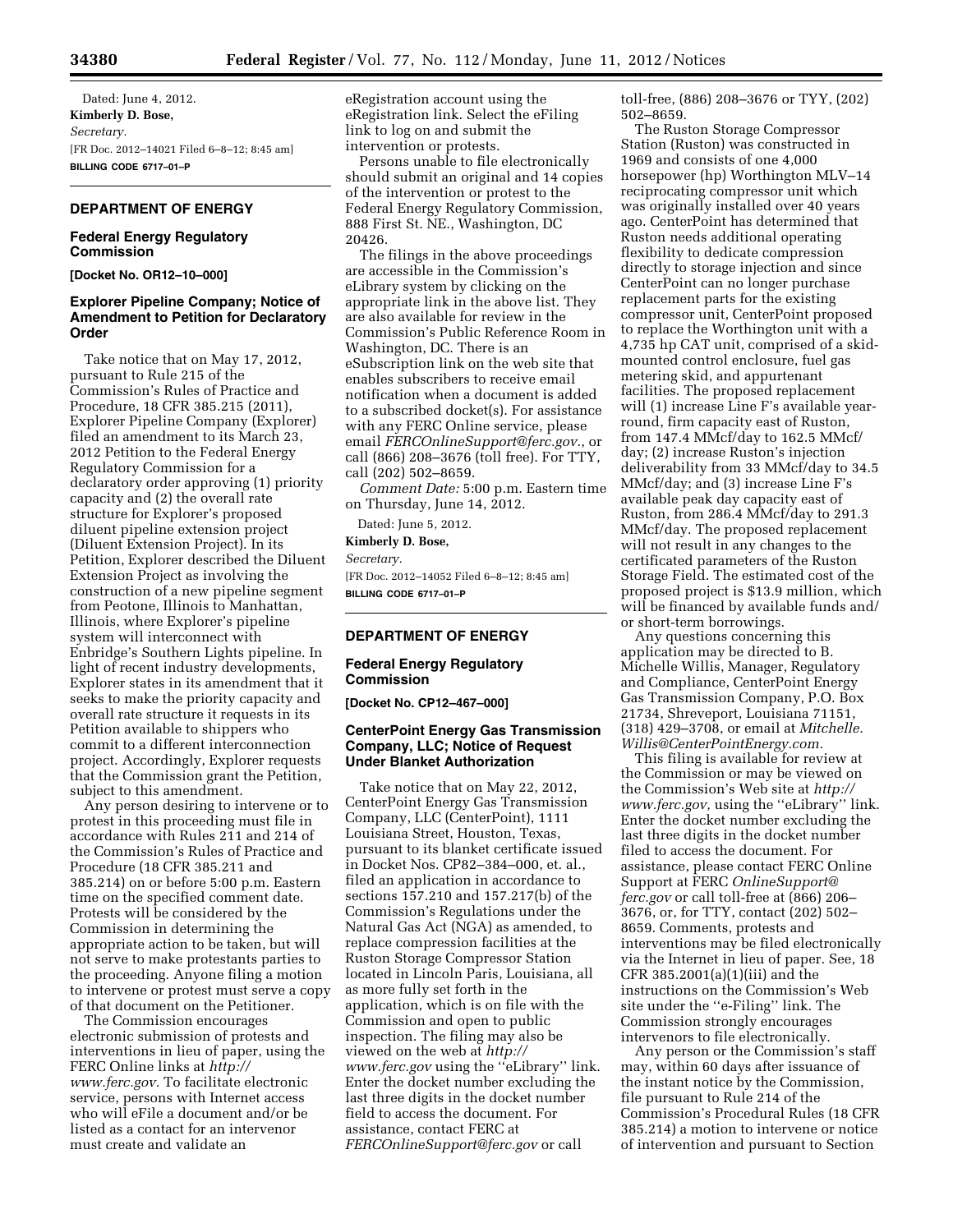Dated: June 4, 2012.

**Kimberly D. Bose,**

*Secretary.*

[FR Doc. 2012–14021 Filed 6–8–12; 8:45 am]

**BILLING CODE 6717–01–P**

## DEPARTMENT OF ENERGY

### Federal Energy Regulatory Commission

**[Docket No. OR12–10–000]**

### Explorer Pipeline Company; Notice of Amendment to Petition for Declaratory Order

Take notice that on May 17, 2012, pursuant to Rule 215 of the Commission's Rules of Practice and Procedure, 18 CFR 385.215 (2011), Explorer Pipeline Company (Explorer) filed an amendment to its March 23, 2012 Petition to the Federal Energy Regulatory Commission for a declaratory order approving (1) priority capacity and (2) the overall rate structure for Explorer's proposed diluent pipeline extension project (Diluent Extension Project). In its Petition, Explorer described the Diluent Extension Project as involving the construction of a new pipeline segment from Peotone, Illinois to Manhattan, Illinois, where Explorer's pipeline system will interconnect with Enbridge's Southern Lights pipeline. In light of recent industry developments, Explorer states in its amendment that it seeks to make the priority capacity and overall rate structure it requests in its Petition available to shippers who commit to a different interconnection project. Accordingly, Explorer requests that the Commission grant the Petition, subject to this amendment.

Any person desiring to intervene or to protest in this proceeding must file in accordance with Rules 211 and 214 of the Commission's Rules of Practice and Procedure (18 CFR 385.211 and 385.214) on or before 5:00 p.m. Eastern time on the specified comment date. Protests will be considered by the Commission in determining the appropriate action to be taken, but will not serve to make protestants parties to the proceeding. Anyone filing a motion to intervene or protest must serve a copy of that document on the Petitioner.

The Commission encourages electronic submission of protests and interventions in lieu of paper, using the FERC Online links at *http://www.ferc.gov.* To facilitate electronic service, persons with Internet access who will eFile a document and/or be listed as a contact for an intervenor must create and validate an eRegistration account using the eRegistration link. Select the eFiling link to log on and submit the intervention or protests.

Persons unable to file electronically should submit an original and 14 copies of the intervention or protest to the Federal Energy Regulatory Commission, 888 First St. NE., Washington, DC 20426.

The filings in the above proceedings are accessible in the Commission's eLibrary system by clicking on the appropriate link in the above list. They are also available for review in the Commission's Public Reference Room in Washington, DC. There is an eSubscription link on the web site that enables subscribers to receive email notification when a document is added to a subscribed docket(s). For assistance with any FERC Online service, please email *FERCOnlineSupport@ferc.gov.*, or call (866) 208–3676 (toll free). For TTY, call (202) 502–8659.

*Comment Date:* 5:00 p.m. Eastern time on Thursday, June 14, 2012.

Dated: June 5, 2012.

**Kimberly D. Bose,**

*Secretary.*

[FR Doc. 2012–14052 Filed 6–8–12; 8:45 am]

**BILLING CODE 6717–01–P**

## DEPARTMENT OF ENERGY

### Federal Energy Regulatory Commission

**[Docket No. CP12–467–000]**

### CenterPoint Energy Gas Transmission Company, LLC; Notice of Request Under Blanket Authorization

Take notice that on May 22, 2012, CenterPoint Energy Gas Transmission Company, LLC (CenterPoint), 1111 Louisiana Street, Houston, Texas, pursuant to its blanket certificate issued in Docket Nos. CP82–384–000, et. al., filed an application in accordance to sections 157.210 and 157.217(b) of the Commission's Regulations under the Natural Gas Act (NGA) as amended, to replace compression facilities at the Ruston Storage Compressor Station located in Lincoln Paris, Louisiana, all as more fully set forth in the application, which is on file with the Commission and open to public inspection. The filing may also be viewed on the web at *http://www.ferc.gov* using the ''eLibrary'' link. Enter the docket number excluding the last three digits in the docket number field to access the document. For assistance, contact FERC at *FERCOnlineSupport@ferc.gov* or call toll-free, (886) 208–3676 or TYY, (202) 502–8659.

The Ruston Storage Compressor Station (Ruston) was constructed in 1969 and consists of one 4,000 horsepower (hp) Worthington MLV–14 reciprocating compressor unit which was originally installed over 40 years ago. CenterPoint has determined that Ruston needs additional operating flexibility to dedicate compression directly to storage injection and since CenterPoint can no longer purchase replacement parts for the existing compressor unit, CenterPoint proposed to replace the Worthington unit with a 4,735 hp CAT unit, comprised of a skid-mounted control enclosure, fuel gas metering skid, and appurtenant facilities. The proposed replacement will (1) increase Line F's available year-round, firm capacity east of Ruston, from 147.4 MMcf/day to 162.5 MMcf/day; (2) increase Ruston's injection deliverability from 33 MMcf/day to 34.5 MMcf/day; and (3) increase Line F's available peak day capacity east of Ruston, from 286.4 MMcf/day to 291.3 MMcf/day. The proposed replacement will not result in any changes to the certificated parameters of the Ruston Storage Field. The estimated cost of the proposed project is $13.9 million, which will be financed by available funds and/or short-term borrowings.

Any questions concerning this application may be directed to B. Michelle Willis, Manager, Regulatory and Compliance, CenterPoint Energy Gas Transmission Company, P.O. Box 21734, Shreveport, Louisiana 71151, (318) 429–3708, or email at *Mitchelle.Willis@CenterPointEnergy.com.*

This filing is available for review at the Commission or may be viewed on the Commission's Web site at *http://www.ferc.gov,* using the ''eLibrary'' link. Enter the docket number excluding the last three digits in the docket number filed to access the document. For assistance, please contact FERC Online Support at FERC *OnlineSupport@ferc.gov* or call toll-free at (866) 206–3676, or, for TTY, contact (202) 502–8659. Comments, protests and interventions may be filed electronically via the Internet in lieu of paper. See, 18 CFR 385.2001(a)(1)(iii) and the instructions on the Commission's Web site under the ''e-Filing'' link. The Commission strongly encourages intervenors to file electronically.

Any person or the Commission's staff may, within 60 days after issuance of the instant notice by the Commission, file pursuant to Rule 214 of the Commission's Procedural Rules (18 CFR 385.214) a motion to intervene or notice of intervention and pursuant to Section